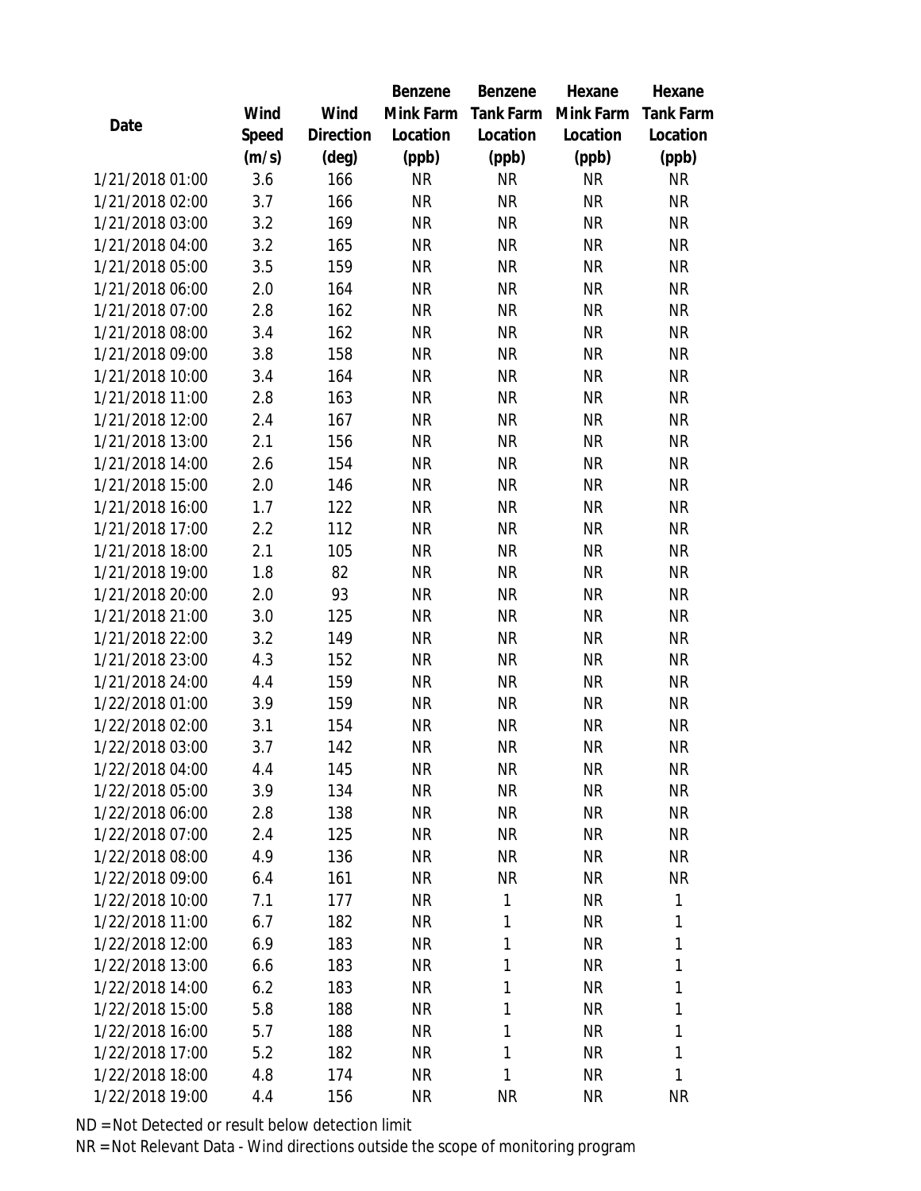| Date | Wind Speed (m/s) | Wind Direction (deg) | Benzene Mink Farm Location (ppb) | Benzene Tank Farm Location (ppb) | Hexane Mink Farm Location (ppb) | Hexane Tank Farm Location (ppb) |
|---|---|---|---|---|---|---|
| 1/21/2018 01:00 | 3.6 | 166 | NR | NR | NR | NR |
| 1/21/2018 02:00 | 3.7 | 166 | NR | NR | NR | NR |
| 1/21/2018 03:00 | 3.2 | 169 | NR | NR | NR | NR |
| 1/21/2018 04:00 | 3.2 | 165 | NR | NR | NR | NR |
| 1/21/2018 05:00 | 3.5 | 159 | NR | NR | NR | NR |
| 1/21/2018 06:00 | 2.0 | 164 | NR | NR | NR | NR |
| 1/21/2018 07:00 | 2.8 | 162 | NR | NR | NR | NR |
| 1/21/2018 08:00 | 3.4 | 162 | NR | NR | NR | NR |
| 1/21/2018 09:00 | 3.8 | 158 | NR | NR | NR | NR |
| 1/21/2018 10:00 | 3.4 | 164 | NR | NR | NR | NR |
| 1/21/2018 11:00 | 2.8 | 163 | NR | NR | NR | NR |
| 1/21/2018 12:00 | 2.4 | 167 | NR | NR | NR | NR |
| 1/21/2018 13:00 | 2.1 | 156 | NR | NR | NR | NR |
| 1/21/2018 14:00 | 2.6 | 154 | NR | NR | NR | NR |
| 1/21/2018 15:00 | 2.0 | 146 | NR | NR | NR | NR |
| 1/21/2018 16:00 | 1.7 | 122 | NR | NR | NR | NR |
| 1/21/2018 17:00 | 2.2 | 112 | NR | NR | NR | NR |
| 1/21/2018 18:00 | 2.1 | 105 | NR | NR | NR | NR |
| 1/21/2018 19:00 | 1.8 | 82 | NR | NR | NR | NR |
| 1/21/2018 20:00 | 2.0 | 93 | NR | NR | NR | NR |
| 1/21/2018 21:00 | 3.0 | 125 | NR | NR | NR | NR |
| 1/21/2018 22:00 | 3.2 | 149 | NR | NR | NR | NR |
| 1/21/2018 23:00 | 4.3 | 152 | NR | NR | NR | NR |
| 1/21/2018 24:00 | 4.4 | 159 | NR | NR | NR | NR |
| 1/22/2018 01:00 | 3.9 | 159 | NR | NR | NR | NR |
| 1/22/2018 02:00 | 3.1 | 154 | NR | NR | NR | NR |
| 1/22/2018 03:00 | 3.7 | 142 | NR | NR | NR | NR |
| 1/22/2018 04:00 | 4.4 | 145 | NR | NR | NR | NR |
| 1/22/2018 05:00 | 3.9 | 134 | NR | NR | NR | NR |
| 1/22/2018 06:00 | 2.8 | 138 | NR | NR | NR | NR |
| 1/22/2018 07:00 | 2.4 | 125 | NR | NR | NR | NR |
| 1/22/2018 08:00 | 4.9 | 136 | NR | NR | NR | NR |
| 1/22/2018 09:00 | 6.4 | 161 | NR | NR | NR | NR |
| 1/22/2018 10:00 | 7.1 | 177 | NR | 1 | NR | 1 |
| 1/22/2018 11:00 | 6.7 | 182 | NR | 1 | NR | 1 |
| 1/22/2018 12:00 | 6.9 | 183 | NR | 1 | NR | 1 |
| 1/22/2018 13:00 | 6.6 | 183 | NR | 1 | NR | 1 |
| 1/22/2018 14:00 | 6.2 | 183 | NR | 1 | NR | 1 |
| 1/22/2018 15:00 | 5.8 | 188 | NR | 1 | NR | 1 |
| 1/22/2018 16:00 | 5.7 | 188 | NR | 1 | NR | 1 |
| 1/22/2018 17:00 | 5.2 | 182 | NR | 1 | NR | 1 |
| 1/22/2018 18:00 | 4.8 | 174 | NR | 1 | NR | 1 |
| 1/22/2018 19:00 | 4.4 | 156 | NR | NR | NR | NR |

ND = Not Detected or result below detection limit

NR = Not Relevant Data - Wind directions outside the scope of monitoring program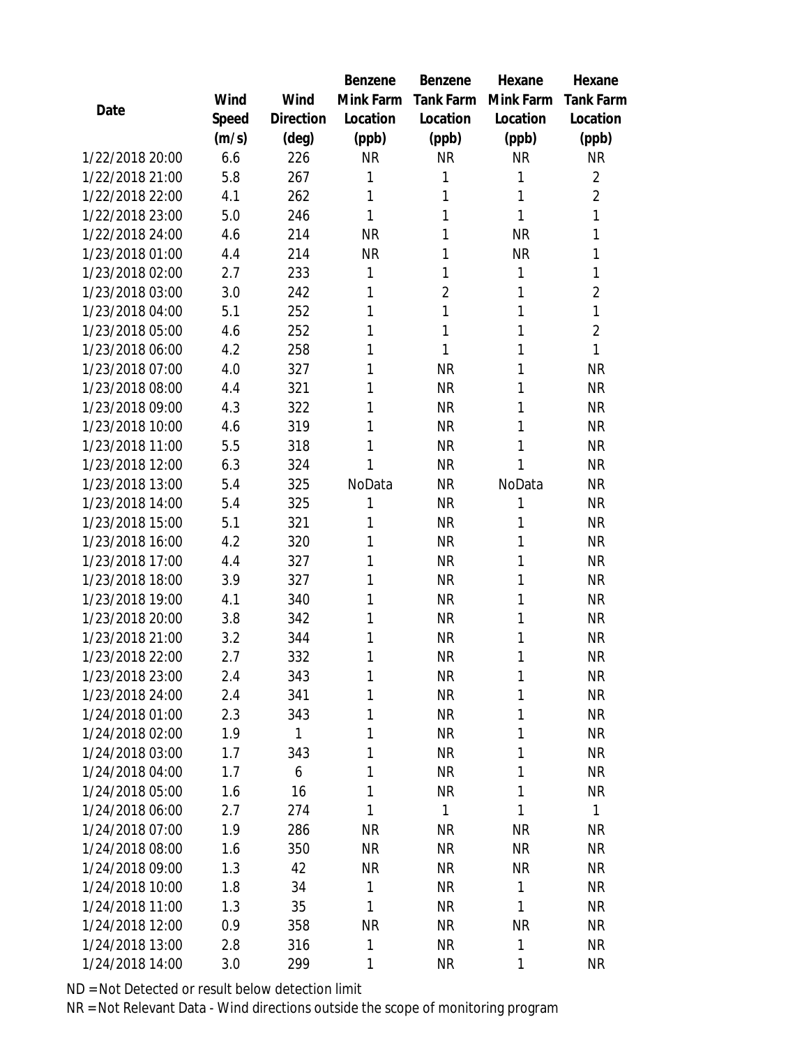| Date | Wind Speed (m/s) | Wind Direction (deg) | Benzene Mink Farm Location (ppb) | Benzene Tank Farm Location (ppb) | Hexane Mink Farm Location (ppb) | Hexane Tank Farm Location (ppb) |
|---|---|---|---|---|---|---|
| 1/22/2018 20:00 | 6.6 | 226 | NR | NR | NR | NR |
| 1/22/2018 21:00 | 5.8 | 267 | 1 | 1 | 1 | 2 |
| 1/22/2018 22:00 | 4.1 | 262 | 1 | 1 | 1 | 2 |
| 1/22/2018 23:00 | 5.0 | 246 | 1 | 1 | 1 | 1 |
| 1/22/2018 24:00 | 4.6 | 214 | NR | 1 | NR | 1 |
| 1/23/2018 01:00 | 4.4 | 214 | NR | 1 | NR | 1 |
| 1/23/2018 02:00 | 2.7 | 233 | 1 | 1 | 1 | 1 |
| 1/23/2018 03:00 | 3.0 | 242 | 1 | 2 | 1 | 2 |
| 1/23/2018 04:00 | 5.1 | 252 | 1 | 1 | 1 | 1 |
| 1/23/2018 05:00 | 4.6 | 252 | 1 | 1 | 1 | 2 |
| 1/23/2018 06:00 | 4.2 | 258 | 1 | 1 | 1 | 1 |
| 1/23/2018 07:00 | 4.0 | 327 | 1 | NR | 1 | NR |
| 1/23/2018 08:00 | 4.4 | 321 | 1 | NR | 1 | NR |
| 1/23/2018 09:00 | 4.3 | 322 | 1 | NR | 1 | NR |
| 1/23/2018 10:00 | 4.6 | 319 | 1 | NR | 1 | NR |
| 1/23/2018 11:00 | 5.5 | 318 | 1 | NR | 1 | NR |
| 1/23/2018 12:00 | 6.3 | 324 | 1 | NR | 1 | NR |
| 1/23/2018 13:00 | 5.4 | 325 | NoData | NR | NoData | NR |
| 1/23/2018 14:00 | 5.4 | 325 | 1 | NR | 1 | NR |
| 1/23/2018 15:00 | 5.1 | 321 | 1 | NR | 1 | NR |
| 1/23/2018 16:00 | 4.2 | 320 | 1 | NR | 1 | NR |
| 1/23/2018 17:00 | 4.4 | 327 | 1 | NR | 1 | NR |
| 1/23/2018 18:00 | 3.9 | 327 | 1 | NR | 1 | NR |
| 1/23/2018 19:00 | 4.1 | 340 | 1 | NR | 1 | NR |
| 1/23/2018 20:00 | 3.8 | 342 | 1 | NR | 1 | NR |
| 1/23/2018 21:00 | 3.2 | 344 | 1 | NR | 1 | NR |
| 1/23/2018 22:00 | 2.7 | 332 | 1 | NR | 1 | NR |
| 1/23/2018 23:00 | 2.4 | 343 | 1 | NR | 1 | NR |
| 1/23/2018 24:00 | 2.4 | 341 | 1 | NR | 1 | NR |
| 1/24/2018 01:00 | 2.3 | 343 | 1 | NR | 1 | NR |
| 1/24/2018 02:00 | 1.9 | 1 | 1 | NR | 1 | NR |
| 1/24/2018 03:00 | 1.7 | 343 | 1 | NR | 1 | NR |
| 1/24/2018 04:00 | 1.7 | 6 | 1 | NR | 1 | NR |
| 1/24/2018 05:00 | 1.6 | 16 | 1 | NR | 1 | NR |
| 1/24/2018 06:00 | 2.7 | 274 | 1 | 1 | 1 | 1 |
| 1/24/2018 07:00 | 1.9 | 286 | NR | NR | NR | NR |
| 1/24/2018 08:00 | 1.6 | 350 | NR | NR | NR | NR |
| 1/24/2018 09:00 | 1.3 | 42 | NR | NR | NR | NR |
| 1/24/2018 10:00 | 1.8 | 34 | 1 | NR | 1 | NR |
| 1/24/2018 11:00 | 1.3 | 35 | 1 | NR | 1 | NR |
| 1/24/2018 12:00 | 0.9 | 358 | NR | NR | NR | NR |
| 1/24/2018 13:00 | 2.8 | 316 | 1 | NR | 1 | NR |
| 1/24/2018 14:00 | 3.0 | 299 | 1 | NR | 1 | NR |

ND = Not Detected or result below detection limit

NR = Not Relevant Data - Wind directions outside the scope of monitoring program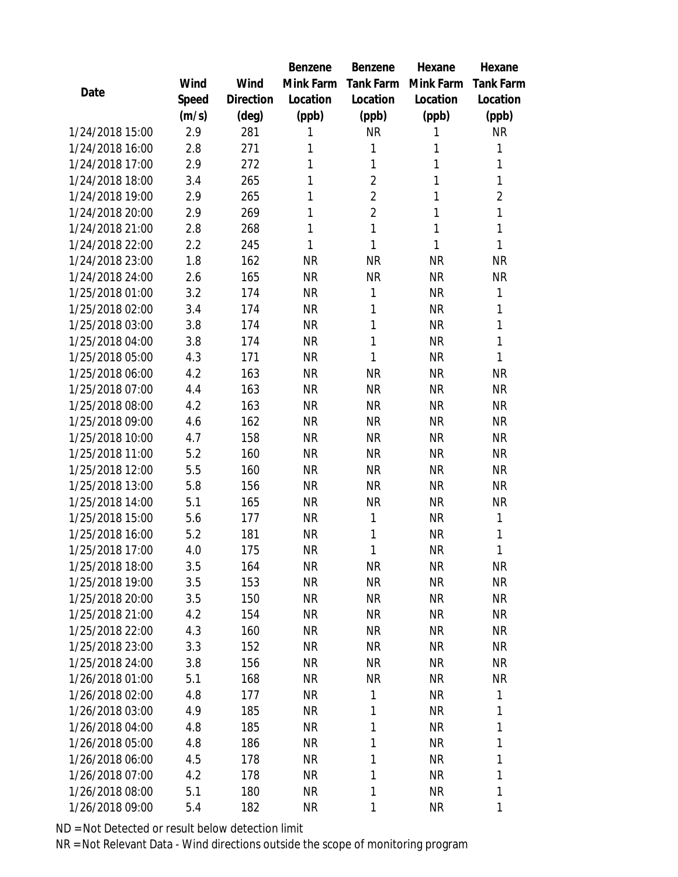| Date | Wind Speed (m/s) | Wind Direction (deg) | Benzene Mink Farm Location (ppb) | Benzene Tank Farm Location (ppb) | Hexane Mink Farm Location (ppb) | Hexane Tank Farm Location (ppb) |
|---|---|---|---|---|---|---|
| 1/24/2018 15:00 | 2.9 | 281 | 1 | NR | 1 | NR |
| 1/24/2018 16:00 | 2.8 | 271 | 1 | 1 | 1 | 1 |
| 1/24/2018 17:00 | 2.9 | 272 | 1 | 1 | 1 | 1 |
| 1/24/2018 18:00 | 3.4 | 265 | 1 | 2 | 1 | 1 |
| 1/24/2018 19:00 | 2.9 | 265 | 1 | 2 | 1 | 2 |
| 1/24/2018 20:00 | 2.9 | 269 | 1 | 2 | 1 | 1 |
| 1/24/2018 21:00 | 2.8 | 268 | 1 | 1 | 1 | 1 |
| 1/24/2018 22:00 | 2.2 | 245 | 1 | 1 | 1 | 1 |
| 1/24/2018 23:00 | 1.8 | 162 | NR | NR | NR | NR |
| 1/24/2018 24:00 | 2.6 | 165 | NR | NR | NR | NR |
| 1/25/2018 01:00 | 3.2 | 174 | NR | 1 | NR | 1 |
| 1/25/2018 02:00 | 3.4 | 174 | NR | 1 | NR | 1 |
| 1/25/2018 03:00 | 3.8 | 174 | NR | 1 | NR | 1 |
| 1/25/2018 04:00 | 3.8 | 174 | NR | 1 | NR | 1 |
| 1/25/2018 05:00 | 4.3 | 171 | NR | 1 | NR | 1 |
| 1/25/2018 06:00 | 4.2 | 163 | NR | NR | NR | NR |
| 1/25/2018 07:00 | 4.4 | 163 | NR | NR | NR | NR |
| 1/25/2018 08:00 | 4.2 | 163 | NR | NR | NR | NR |
| 1/25/2018 09:00 | 4.6 | 162 | NR | NR | NR | NR |
| 1/25/2018 10:00 | 4.7 | 158 | NR | NR | NR | NR |
| 1/25/2018 11:00 | 5.2 | 160 | NR | NR | NR | NR |
| 1/25/2018 12:00 | 5.5 | 160 | NR | NR | NR | NR |
| 1/25/2018 13:00 | 5.8 | 156 | NR | NR | NR | NR |
| 1/25/2018 14:00 | 5.1 | 165 | NR | NR | NR | NR |
| 1/25/2018 15:00 | 5.6 | 177 | NR | 1 | NR | 1 |
| 1/25/2018 16:00 | 5.2 | 181 | NR | 1 | NR | 1 |
| 1/25/2018 17:00 | 4.0 | 175 | NR | 1 | NR | 1 |
| 1/25/2018 18:00 | 3.5 | 164 | NR | NR | NR | NR |
| 1/25/2018 19:00 | 3.5 | 153 | NR | NR | NR | NR |
| 1/25/2018 20:00 | 3.5 | 150 | NR | NR | NR | NR |
| 1/25/2018 21:00 | 4.2 | 154 | NR | NR | NR | NR |
| 1/25/2018 22:00 | 4.3 | 160 | NR | NR | NR | NR |
| 1/25/2018 23:00 | 3.3 | 152 | NR | NR | NR | NR |
| 1/25/2018 24:00 | 3.8 | 156 | NR | NR | NR | NR |
| 1/26/2018 01:00 | 5.1 | 168 | NR | NR | NR | NR |
| 1/26/2018 02:00 | 4.8 | 177 | NR | 1 | NR | 1 |
| 1/26/2018 03:00 | 4.9 | 185 | NR | 1 | NR | 1 |
| 1/26/2018 04:00 | 4.8 | 185 | NR | 1 | NR | 1 |
| 1/26/2018 05:00 | 4.8 | 186 | NR | 1 | NR | 1 |
| 1/26/2018 06:00 | 4.5 | 178 | NR | 1 | NR | 1 |
| 1/26/2018 07:00 | 4.2 | 178 | NR | 1 | NR | 1 |
| 1/26/2018 08:00 | 5.1 | 180 | NR | 1 | NR | 1 |
| 1/26/2018 09:00 | 5.4 | 182 | NR | 1 | NR | 1 |

ND = Not Detected or result below detection limit

NR = Not Relevant Data - Wind directions outside the scope of monitoring program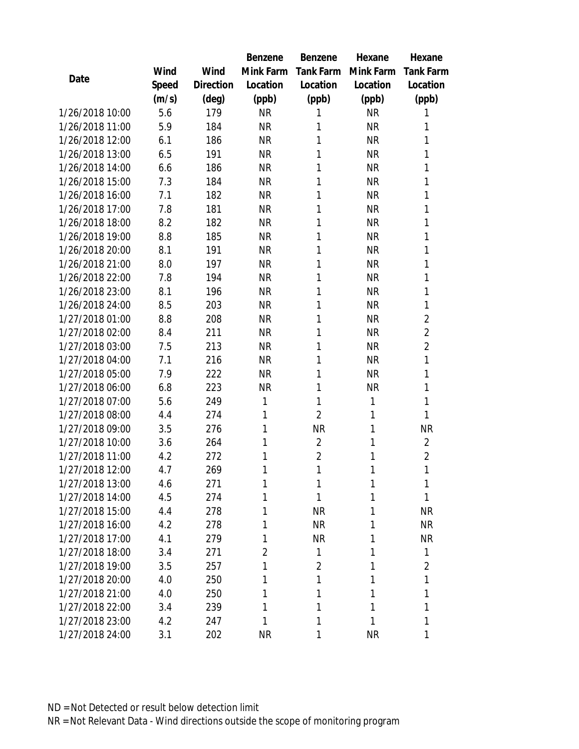| Date | Wind Speed (m/s) | Wind Direction (deg) | Benzene Mink Farm Location (ppb) | Benzene Tank Farm Location (ppb) | Hexane Mink Farm Location (ppb) | Hexane Tank Farm Location (ppb) |
|---|---|---|---|---|---|---|
| 1/26/2018 10:00 | 5.6 | 179 | NR | 1 | NR | 1 |
| 1/26/2018 11:00 | 5.9 | 184 | NR | 1 | NR | 1 |
| 1/26/2018 12:00 | 6.1 | 186 | NR | 1 | NR | 1 |
| 1/26/2018 13:00 | 6.5 | 191 | NR | 1 | NR | 1 |
| 1/26/2018 14:00 | 6.6 | 186 | NR | 1 | NR | 1 |
| 1/26/2018 15:00 | 7.3 | 184 | NR | 1 | NR | 1 |
| 1/26/2018 16:00 | 7.1 | 182 | NR | 1 | NR | 1 |
| 1/26/2018 17:00 | 7.8 | 181 | NR | 1 | NR | 1 |
| 1/26/2018 18:00 | 8.2 | 182 | NR | 1 | NR | 1 |
| 1/26/2018 19:00 | 8.8 | 185 | NR | 1 | NR | 1 |
| 1/26/2018 20:00 | 8.1 | 191 | NR | 1 | NR | 1 |
| 1/26/2018 21:00 | 8.0 | 197 | NR | 1 | NR | 1 |
| 1/26/2018 22:00 | 7.8 | 194 | NR | 1 | NR | 1 |
| 1/26/2018 23:00 | 8.1 | 196 | NR | 1 | NR | 1 |
| 1/26/2018 24:00 | 8.5 | 203 | NR | 1 | NR | 1 |
| 1/27/2018 01:00 | 8.8 | 208 | NR | 1 | NR | 2 |
| 1/27/2018 02:00 | 8.4 | 211 | NR | 1 | NR | 2 |
| 1/27/2018 03:00 | 7.5 | 213 | NR | 1 | NR | 2 |
| 1/27/2018 04:00 | 7.1 | 216 | NR | 1 | NR | 1 |
| 1/27/2018 05:00 | 7.9 | 222 | NR | 1 | NR | 1 |
| 1/27/2018 06:00 | 6.8 | 223 | NR | 1 | NR | 1 |
| 1/27/2018 07:00 | 5.6 | 249 | 1 | 1 | 1 | 1 |
| 1/27/2018 08:00 | 4.4 | 274 | 1 | 2 | 1 | 1 |
| 1/27/2018 09:00 | 3.5 | 276 | 1 | NR | 1 | NR |
| 1/27/2018 10:00 | 3.6 | 264 | 1 | 2 | 1 | 2 |
| 1/27/2018 11:00 | 4.2 | 272 | 1 | 2 | 1 | 2 |
| 1/27/2018 12:00 | 4.7 | 269 | 1 | 1 | 1 | 1 |
| 1/27/2018 13:00 | 4.6 | 271 | 1 | 1 | 1 | 1 |
| 1/27/2018 14:00 | 4.5 | 274 | 1 | 1 | 1 | 1 |
| 1/27/2018 15:00 | 4.4 | 278 | 1 | NR | 1 | NR |
| 1/27/2018 16:00 | 4.2 | 278 | 1 | NR | 1 | NR |
| 1/27/2018 17:00 | 4.1 | 279 | 1 | NR | 1 | NR |
| 1/27/2018 18:00 | 3.4 | 271 | 2 | 1 | 1 | 1 |
| 1/27/2018 19:00 | 3.5 | 257 | 1 | 2 | 1 | 2 |
| 1/27/2018 20:00 | 4.0 | 250 | 1 | 1 | 1 | 1 |
| 1/27/2018 21:00 | 4.0 | 250 | 1 | 1 | 1 | 1 |
| 1/27/2018 22:00 | 3.4 | 239 | 1 | 1 | 1 | 1 |
| 1/27/2018 23:00 | 4.2 | 247 | 1 | 1 | 1 | 1 |
| 1/27/2018 24:00 | 3.1 | 202 | NR | 1 | NR | 1 |

ND = Not Detected or result below detection limit
NR = Not Relevant Data - Wind directions outside the scope of monitoring program